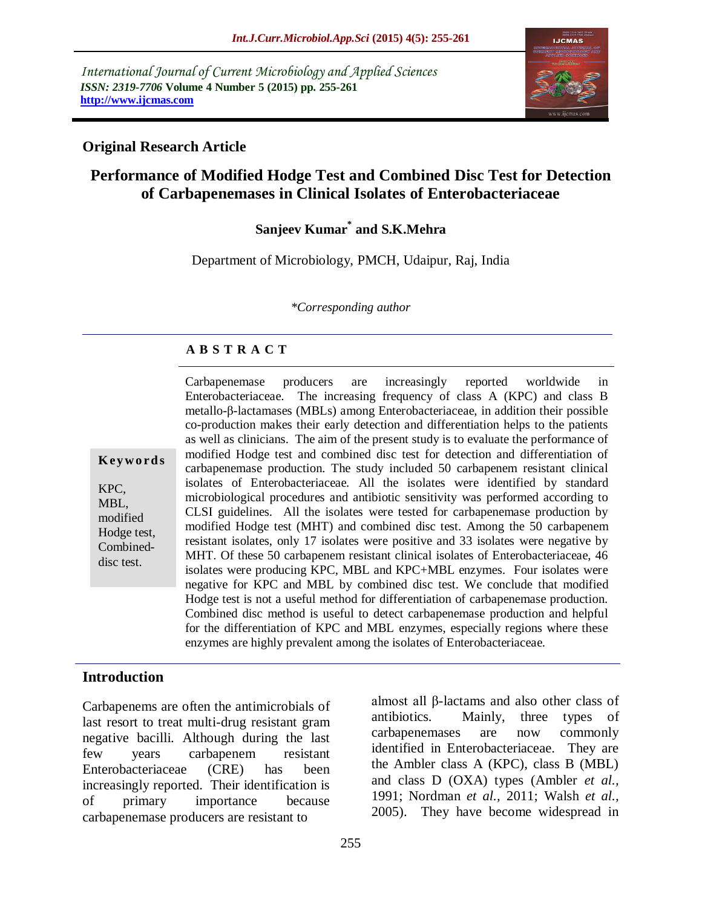International Journal of Current Microbiology and Applied Sciences
*ISSN: 2319-7706* **Volume 4 Number 5 (2015) pp. 255-261**
**http://www.ijcmas.com**

## Original Research Article

# Performance of Modified Hodge Test and Combined Disc Test for Detection of Carbapenemases in Clinical Isolates of Enterobacteriaceae

**Sanjeev Kumar* and S.K.Mehra**

Department of Microbiology, PMCH, Udaipur, Raj, India

*\*Corresponding author*

### A B S T R A C T

**Keywords**

KPC, MBL, modified Hodge test, Combined-disc test.

Carbapenemase producers are increasingly reported worldwide in Enterobacteriaceae. The increasing frequency of class A (KPC) and class B metallo-β-lactamases (MBLs) among Enterobacteriaceae, in addition their possible co-production makes their early detection and differentiation helps to the patients as well as clinicians. The aim of the present study is to evaluate the performance of modified Hodge test and combined disc test for detection and differentiation of carbapenemase production. The study included 50 carbapenem resistant clinical isolates of Enterobacteriaceae. All the isolates were identified by standard microbiological procedures and antibiotic sensitivity was performed according to CLSI guidelines. All the isolates were tested for carbapenemase production by modified Hodge test (MHT) and combined disc test. Among the 50 carbapenem resistant isolates, only 17 isolates were positive and 33 isolates were negative by MHT. Of these 50 carbapenem resistant clinical isolates of Enterobacteriaceae, 46 isolates were producing KPC, MBL and KPC+MBL enzymes. Four isolates were negative for KPC and MBL by combined disc test. We conclude that modified Hodge test is not a useful method for differentiation of carbapenemase production. Combined disc method is useful to detect carbapenemase production and helpful for the differentiation of KPC and MBL enzymes, especially regions where these enzymes are highly prevalent among the isolates of Enterobacteriaceae.

## Introduction

Carbapenems are often the antimicrobials of last resort to treat multi-drug resistant gram negative bacilli. Although during the last few years carbapenem resistant Enterobacteriaceae (CRE) has been increasingly reported. Their identification is of primary importance because carbapenemase producers are resistant to almost all β-lactams and also other class of antibiotics. Mainly, three types of carbapenemases are now commonly identified in Enterobacteriaceae. They are the Ambler class A (KPC), class B (MBL) and class D (OXA) types (Ambler *et al.,* 1991; Nordman *et al.,* 2011; Walsh *et al.,* 2005). They have become widespread in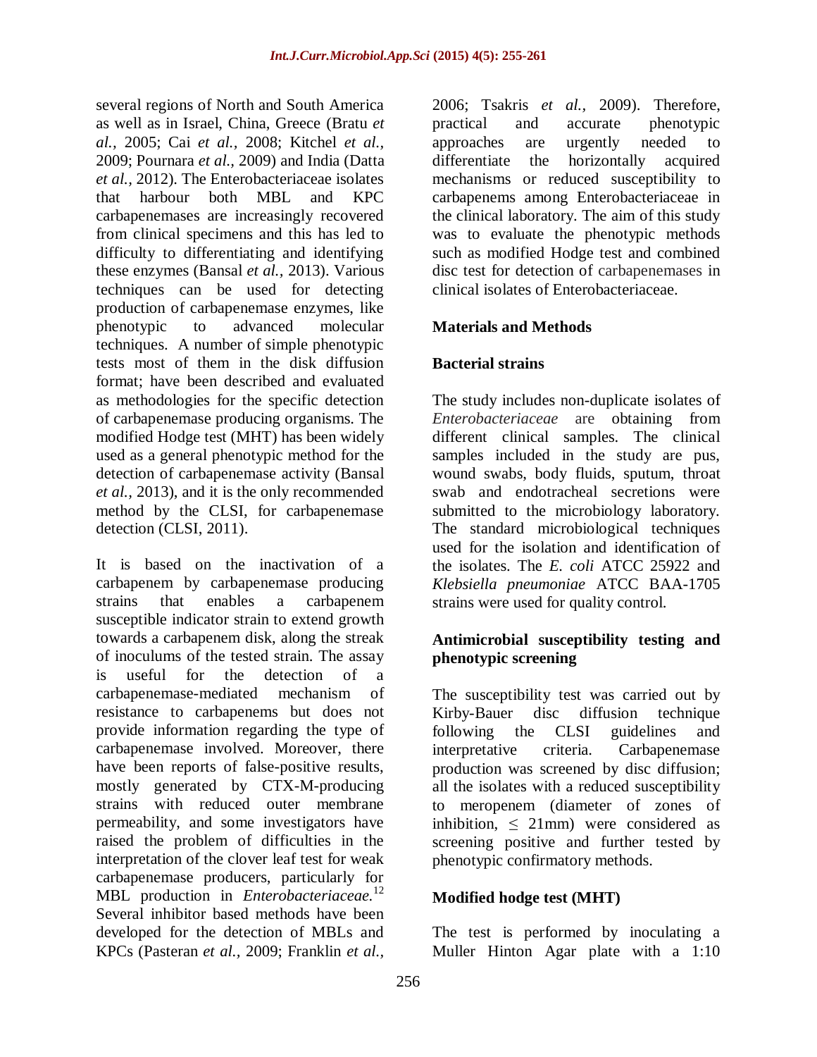several regions of North and South America as well as in Israel, China, Greece (Bratu *et al.,* 2005; Cai *et al.,* 2008; Kitchel *et al.,* 2009; Pournara *et al.,* 2009) and India (Datta *et al.,* 2012). The Enterobacteriaceae isolates that harbour both MBL and KPC carbapenemases are increasingly recovered from clinical specimens and this has led to difficulty to differentiating and identifying these enzymes (Bansal *et al.,* 2013). Various techniques can be used for detecting production of carbapenemase enzymes, like phenotypic to advanced molecular techniques. A number of simple phenotypic tests most of them in the disk diffusion format; have been described and evaluated as methodologies for the specific detection of carbapenemase producing organisms. The modified Hodge test (MHT) has been widely used as a general phenotypic method for the detection of carbapenemase activity (Bansal *et al.,* 2013), and it is the only recommended method by the CLSI, for carbapenemase detection (CLSI, 2011).

It is based on the inactivation of a carbapenem by carbapenemase producing strains that enables a carbapenem susceptible indicator strain to extend growth towards a carbapenem disk, along the streak of inoculums of the tested strain. The assay is useful for the detection of a carbapenemase-mediated mechanism of resistance to carbapenems but does not provide information regarding the type of carbapenemase involved. Moreover, there have been reports of false-positive results, mostly generated by CTX-M-producing strains with reduced outer membrane permeability, and some investigators have raised the problem of difficulties in the interpretation of the clover leaf test for weak carbapenemase producers, particularly for MBL production in *Enterobacteriaceae.*[12] Several inhibitor based methods have been developed for the detection of MBLs and KPCs (Pasteran *et al.,* 2009; Franklin *et al.,* 2006; Tsakris *et al.,* 2009). Therefore, practical and accurate phenotypic approaches are urgently needed to differentiate the horizontally acquired mechanisms or reduced susceptibility to carbapenems among Enterobacteriaceae in the clinical laboratory. The aim of this study was to evaluate the phenotypic methods such as modified Hodge test and combined disc test for detection of carbapenemases in clinical isolates of Enterobacteriaceae.

## Materials and Methods

### Bacterial strains

The study includes non-duplicate isolates of *Enterobacteriaceae* are obtaining from different clinical samples. The clinical samples included in the study are pus, wound swabs, body fluids, sputum, throat swab and endotracheal secretions were submitted to the microbiology laboratory. The standard microbiological techniques used for the isolation and identification of the isolates. The *E. coli* ATCC 25922 and *Klebsiella pneumoniae* ATCC BAA-1705 strains were used for quality control.

### Antimicrobial susceptibility testing and phenotypic screening

The susceptibility test was carried out by Kirby-Bauer disc diffusion technique following the CLSI guidelines and interpretative criteria. Carbapenemase production was screened by disc diffusion; all the isolates with a reduced susceptibility to meropenem (diameter of zones of inhibition, $\leq$ 21mm) were considered as screening positive and further tested by phenotypic confirmatory methods.

### Modified hodge test (MHT)

The test is performed by inoculating a Muller Hinton Agar plate with a 1:10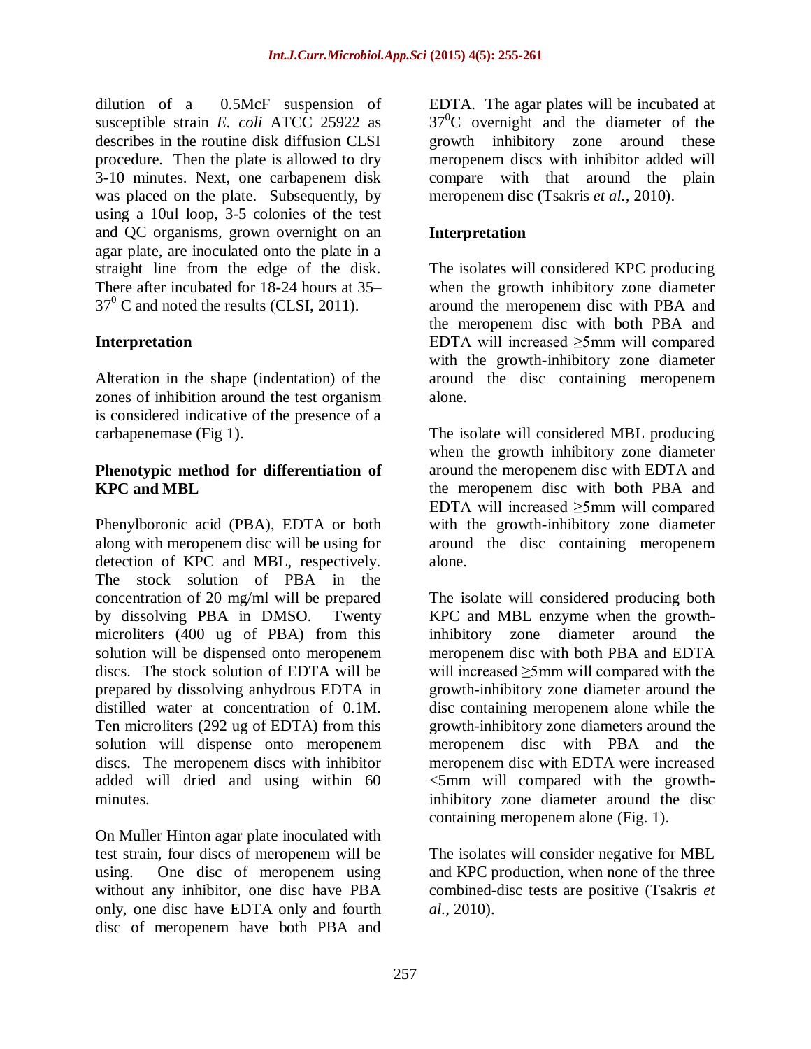dilution of a 0.5McF suspension of susceptible strain *E. coli* ATCC 25922 as describes in the routine disk diffusion CLSI procedure. Then the plate is allowed to dry 3-10 minutes. Next, one carbapenem disk was placed on the plate. Subsequently, by using a 10ul loop, 3-5 colonies of the test and QC organisms, grown overnight on an agar plate, are inoculated onto the plate in a straight line from the edge of the disk. There after incubated for 18-24 hours at 35–$37^0$ C and noted the results (CLSI, 2011).

**Interpretation**

Alteration in the shape (indentation) of the zones of inhibition around the test organism is considered indicative of the presence of a carbapenemase (Fig 1).

**Phenotypic method for differentiation of KPC and MBL**

Phenylboronic acid (PBA), EDTA or both along with meropenem disc will be using for detection of KPC and MBL, respectively. The stock solution of PBA in the concentration of 20 mg/ml will be prepared by dissolving PBA in DMSO. Twenty microliters (400 ug of PBA) from this solution will be dispensed onto meropenem discs. The stock solution of EDTA will be prepared by dissolving anhydrous EDTA in distilled water at concentration of 0.1M. Ten microliters (292 ug of EDTA) from this solution will dispense onto meropenem discs. The meropenem discs with inhibitor added will dried and using within 60 minutes.

On Muller Hinton agar plate inoculated with test strain, four discs of meropenem will be using. One disc of meropenem using without any inhibitor, one disc have PBA only, one disc have EDTA only and fourth disc of meropenem have both PBA and EDTA. The agar plates will be incubated at $37^0$C overnight and the diameter of the growth inhibitory zone around these meropenem discs with inhibitor added will compare with that around the plain meropenem disc (Tsakris *et al.,* 2010).

**Interpretation**

The isolates will considered KPC producing when the growth inhibitory zone diameter around the meropenem disc with PBA and the meropenem disc with both PBA and EDTA will increased ≥5mm will compared with the growth-inhibitory zone diameter around the disc containing meropenem alone.

The isolate will considered MBL producing when the growth inhibitory zone diameter around the meropenem disc with EDTA and the meropenem disc with both PBA and EDTA will increased ≥5mm will compared with the growth-inhibitory zone diameter around the disc containing meropenem alone.

The isolate will considered producing both KPC and MBL enzyme when the growth-inhibitory zone diameter around the meropenem disc with both PBA and EDTA will increased ≥5mm will compared with the growth-inhibitory zone diameter around the disc containing meropenem alone while the growth-inhibitory zone diameters around the meropenem disc with PBA and the meropenem disc with EDTA were increased <5mm will compared with the growth-inhibitory zone diameter around the disc containing meropenem alone (Fig. 1).

The isolates will consider negative for MBL and KPC production, when none of the three combined-disc tests are positive (Tsakris *et al.,* 2010).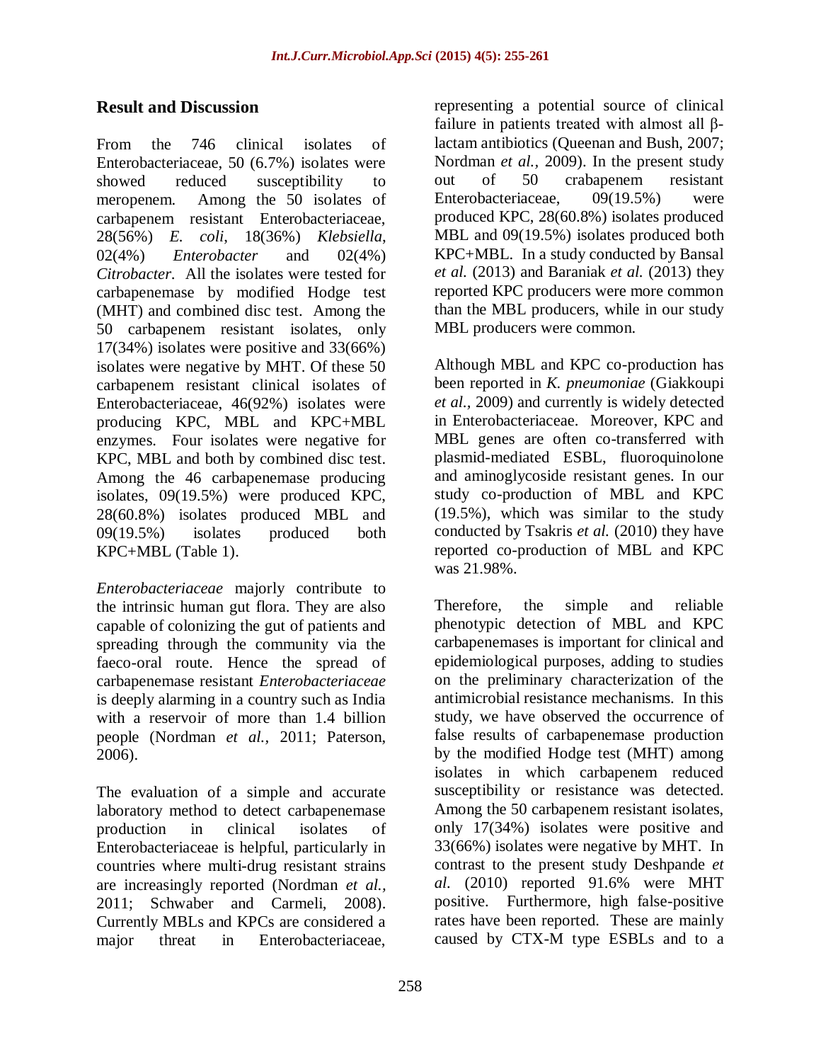## Result and Discussion

From the 746 clinical isolates of Enterobacteriaceae, 50 (6.7%) isolates were showed reduced susceptibility to meropenem. Among the 50 isolates of carbapenem resistant Enterobacteriaceae, 28(56%) *E. coli*, 18(36%) *Klebsiella*, 02(4%) *Enterobacter* and 02(4%) *Citrobacter*. All the isolates were tested for carbapenemase by modified Hodge test (MHT) and combined disc test. Among the 50 carbapenem resistant isolates, only 17(34%) isolates were positive and 33(66%) isolates were negative by MHT. Of these 50 carbapenem resistant clinical isolates of Enterobacteriaceae, 46(92%) isolates were producing KPC, MBL and KPC+MBL enzymes. Four isolates were negative for KPC, MBL and both by combined disc test. Among the 46 carbapenemase producing isolates, 09(19.5%) were produced KPC, 28(60.8%) isolates produced MBL and 09(19.5%) isolates produced both KPC+MBL (Table 1).

*Enterobacteriaceae* majorly contribute to the intrinsic human gut flora. They are also capable of colonizing the gut of patients and spreading through the community via the faeco-oral route. Hence the spread of carbapenemase resistant *Enterobacteriaceae* is deeply alarming in a country such as India with a reservoir of more than 1.4 billion people (Nordman *et al.,* 2011; Paterson, 2006).

The evaluation of a simple and accurate laboratory method to detect carbapenemase production in clinical isolates of Enterobacteriaceae is helpful, particularly in countries where multi-drug resistant strains are increasingly reported (Nordman *et al.,* 2011; Schwaber and Carmeli, 2008). Currently MBLs and KPCs are considered a major threat in Enterobacteriaceae, representing a potential source of clinical failure in patients treated with almost all β-lactam antibiotics (Queenan and Bush, 2007; Nordman *et al.,* 2009). In the present study out of 50 crabapenem resistant Enterobacteriaceae, 09(19.5%) were produced KPC, 28(60.8%) isolates produced MBL and 09(19.5%) isolates produced both KPC+MBL. In a study conducted by Bansal *et al.* (2013) and Baraniak *et al.* (2013) they reported KPC producers were more common than the MBL producers, while in our study MBL producers were common.

Although MBL and KPC co-production has been reported in *K. pneumoniae* (Giakkoupi *et al.,* 2009) and currently is widely detected in Enterobacteriaceae. Moreover, KPC and MBL genes are often co-transferred with plasmid-mediated ESBL, fluoroquinolone and aminoglycoside resistant genes. In our study co-production of MBL and KPC (19.5%), which was similar to the study conducted by Tsakris *et al.* (2010) they have reported co-production of MBL and KPC was 21.98%.

Therefore, the simple and reliable phenotypic detection of MBL and KPC carbapenemases is important for clinical and epidemiological purposes, adding to studies on the preliminary characterization of the antimicrobial resistance mechanisms. In this study, we have observed the occurrence of false results of carbapenemase production by the modified Hodge test (MHT) among isolates in which carbapenem reduced susceptibility or resistance was detected. Among the 50 carbapenem resistant isolates, only 17(34%) isolates were positive and 33(66%) isolates were negative by MHT. In contrast to the present study Deshpande *et al.* (2010) reported 91.6% were MHT positive. Furthermore, high false-positive rates have been reported. These are mainly caused by CTX-M type ESBLs and to a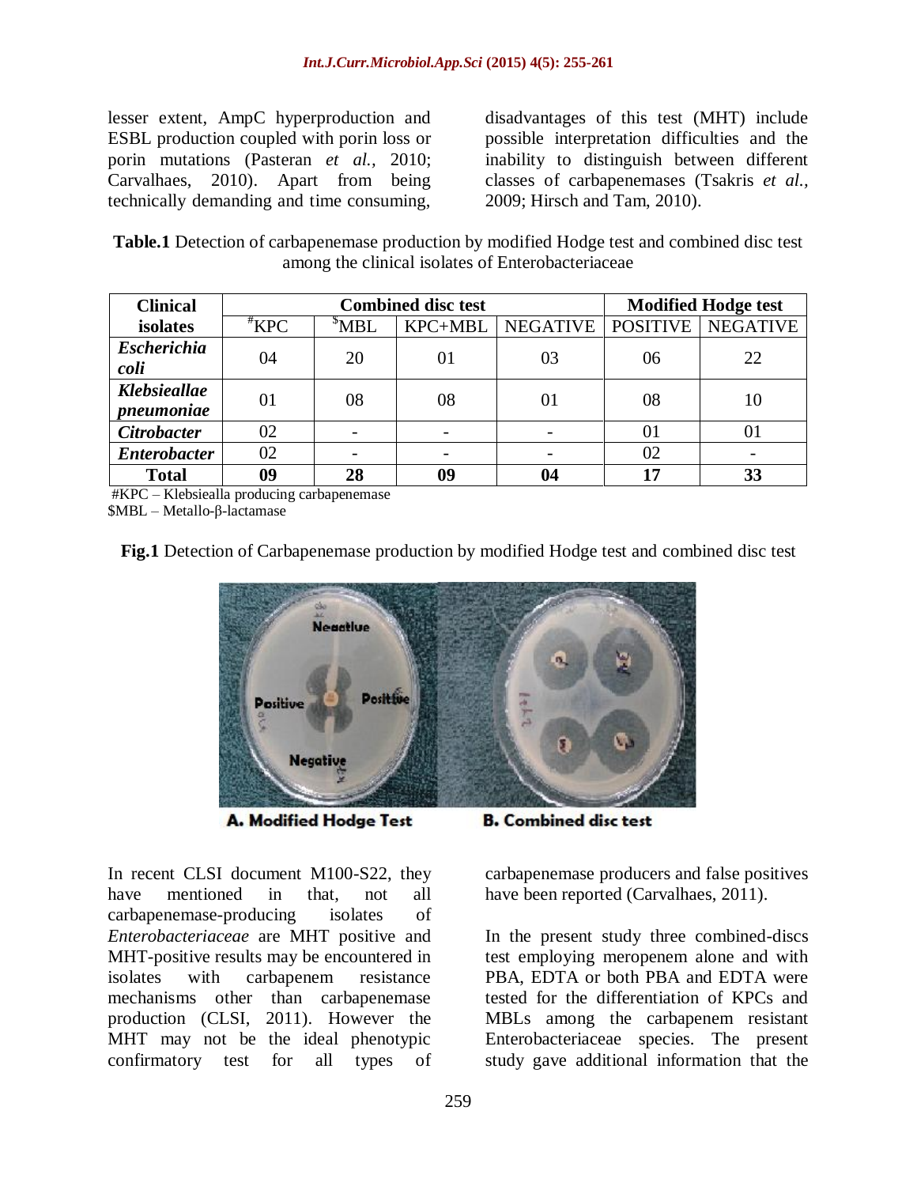lesser extent, AmpC hyperproduction and ESBL production coupled with porin loss or porin mutations (Pasteran *et al.,* 2010; Carvalhaes, 2010). Apart from being technically demanding and time consuming, disadvantages of this test (MHT) include possible interpretation difficulties and the inability to distinguish between different classes of carbapenemases (Tsakris *et al.,* 2009; Hirsch and Tam, 2010).

**Table.1** Detection of carbapenemase production by modified Hodge test and combined disc test among the clinical isolates of Enterobacteriaceae

| Clinical isolates | Combined disc test | | | | Modified Hodge test | |
|---|---|---|---|---|---|---|
| | #KPC | $MBL | KPC+MBL | NEGATIVE | POSITIVE | NEGATIVE |
| ***Escherichia coli*** | 04 | 20 | 01 | 03 | 06 | 22 |
| ***Klebsieallae pneumoniae*** | 01 | 08 | 08 | 01 | 08 | 10 |
| ***Citrobacter*** | 02 | - | - | - | 01 | 01 |
| ***Enterobacter*** | 02 | - | - | - | 02 | - |
| **Total** | **09** | **28** | **09** | **04** | **17** | **33** |

#KPC – Klebsiealla producing carbapenemase
$MBL – Metallo-β-lactamase

**Fig.1** Detection of Carbapenemase production by modified Hodge test and combined disc test

**A. Modified Hodge Test** **B. Combined disc test**

In recent CLSI document M100-S22, they have mentioned in that, not all carbapenemase-producing isolates of *Enterobacteriaceae* are MHT positive and MHT-positive results may be encountered in isolates with carbapenem resistance mechanisms other than carbapenemase production (CLSI, 2011). However the MHT may not be the ideal phenotypic confirmatory test for all types of carbapenemase producers and false positives have been reported (Carvalhaes, 2011).

In the present study three combined-discs test employing meropenem alone and with PBA, EDTA or both PBA and EDTA were tested for the differentiation of KPCs and MBLs among the carbapenem resistant Enterobacteriaceae species. The present study gave additional information that the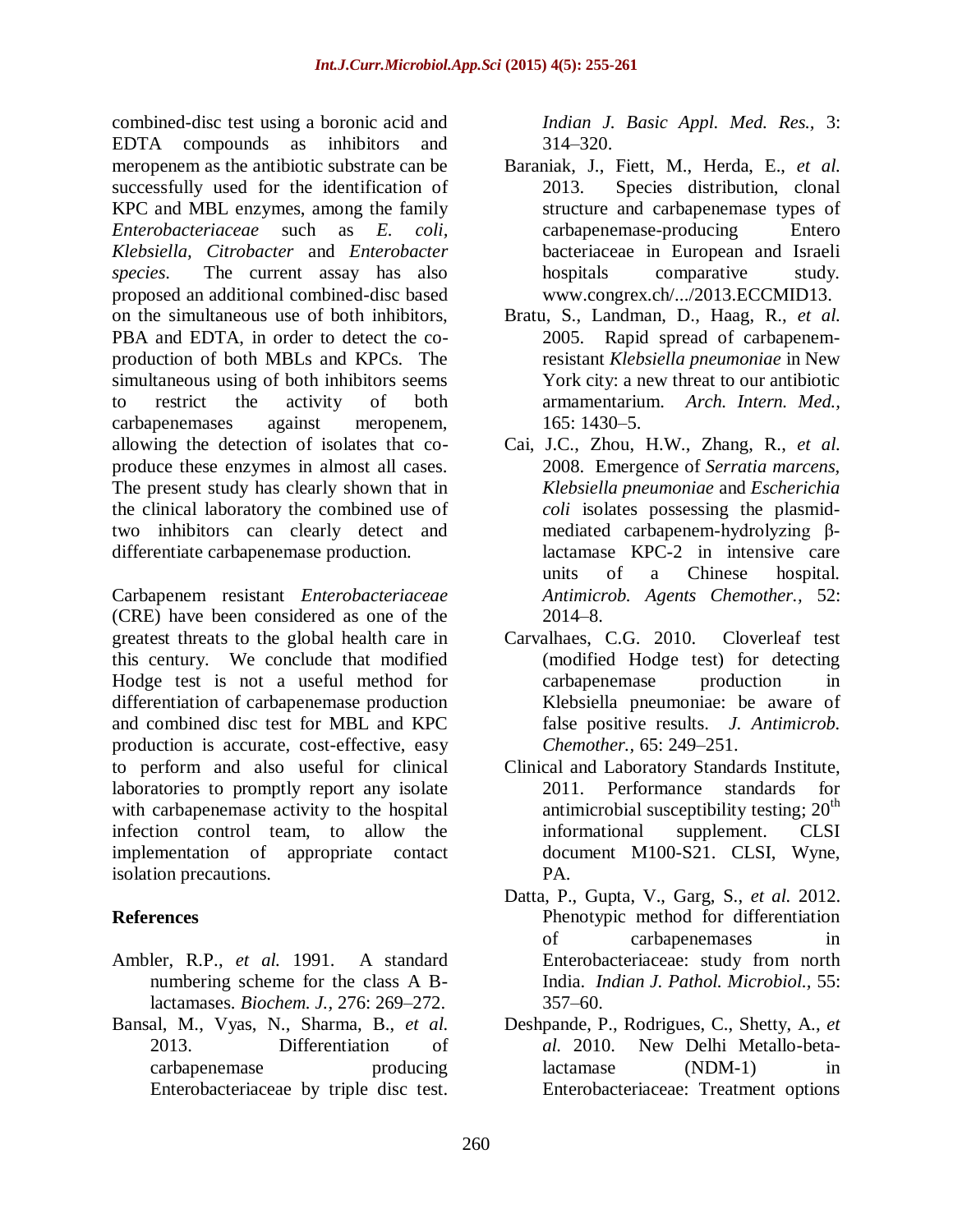combined-disc test using a boronic acid and EDTA compounds as inhibitors and meropenem as the antibiotic substrate can be successfully used for the identification of KPC and MBL enzymes, among the family *Enterobacteriaceae* such as *E. coli*, *Klebsiella, Citrobacter* and *Enterobacter species*. The current assay has also proposed an additional combined-disc based on the simultaneous use of both inhibitors, PBA and EDTA, in order to detect the co-production of both MBLs and KPCs. The simultaneous using of both inhibitors seems to restrict the activity of both carbapenemases against meropenem, allowing the detection of isolates that co-produce these enzymes in almost all cases. The present study has clearly shown that in the clinical laboratory the combined use of two inhibitors can clearly detect and differentiate carbapenemase production.

Carbapenem resistant *Enterobacteriaceae* (CRE) have been considered as one of the greatest threats to the global health care in this century. We conclude that modified Hodge test is not a useful method for differentiation of carbapenemase production and combined disc test for MBL and KPC production is accurate, cost-effective, easy to perform and also useful for clinical laboratories to promptly report any isolate with carbapenemase activity to the hospital infection control team, to allow the implementation of appropriate contact isolation precautions.

## References

- Ambler, R.P., *et al.* 1991. A standard numbering scheme for the class A B-lactamases. *Biochem. J.*, 276: 269–272.
- Bansal, M., Vyas, N., Sharma, B., *et al.* 2013. Differentiation of carbapenemase producing Enterobacteriaceae by triple disc test. *Indian J. Basic Appl. Med. Res.*, 3: 314–320.
- Baraniak, J., Fiett, M., Herda, E., *et al.* 2013. Species distribution, clonal structure and carbapenemase types of carbapenemase-producing Entero bacteriaceae in European and Israeli hospitals comparative study. www.congrex.ch/.../2013.ECCMID13.
- Bratu, S., Landman, D., Haag, R., *et al.* 2005. Rapid spread of carbapenem-resistant *Klebsiella pneumoniae* in New York city: a new threat to our antibiotic armamentarium. *Arch. Intern. Med.*, 165: 1430–5.
- Cai, J.C., Zhou, H.W., Zhang, R., *et al.* 2008. Emergence of *Serratia marcens*, *Klebsiella pneumoniae* and *Escherichia coli* isolates possessing the plasmid-mediated carbapenem-hydrolyzing β-lactamase KPC-2 in intensive care units of a Chinese hospital. *Antimicrob. Agents Chemother.*, 52: 2014–8.
- Carvalhaes, C.G. 2010. Cloverleaf test (modified Hodge test) for detecting carbapenemase production in Klebsiella pneumoniae: be aware of false positive results. *J. Antimicrob. Chemother.*, 65: 249–251.
- Clinical and Laboratory Standards Institute, 2011. Performance standards for antimicrobial susceptibility testing; 20th informational supplement. CLSI document M100-S21. CLSI, Wyne, PA.
- Datta, P., Gupta, V., Garg, S., *et al.* 2012. Phenotypic method for differentiation of carbapenemases in Enterobacteriaceae: study from north India. *Indian J. Pathol. Microbiol.*, 55: 357–60.
- Deshpande, P., Rodrigues, C., Shetty, A., *et al.* 2010. New Delhi Metallo-beta-lactamase (NDM-1) in Enterobacteriaceae: Treatment options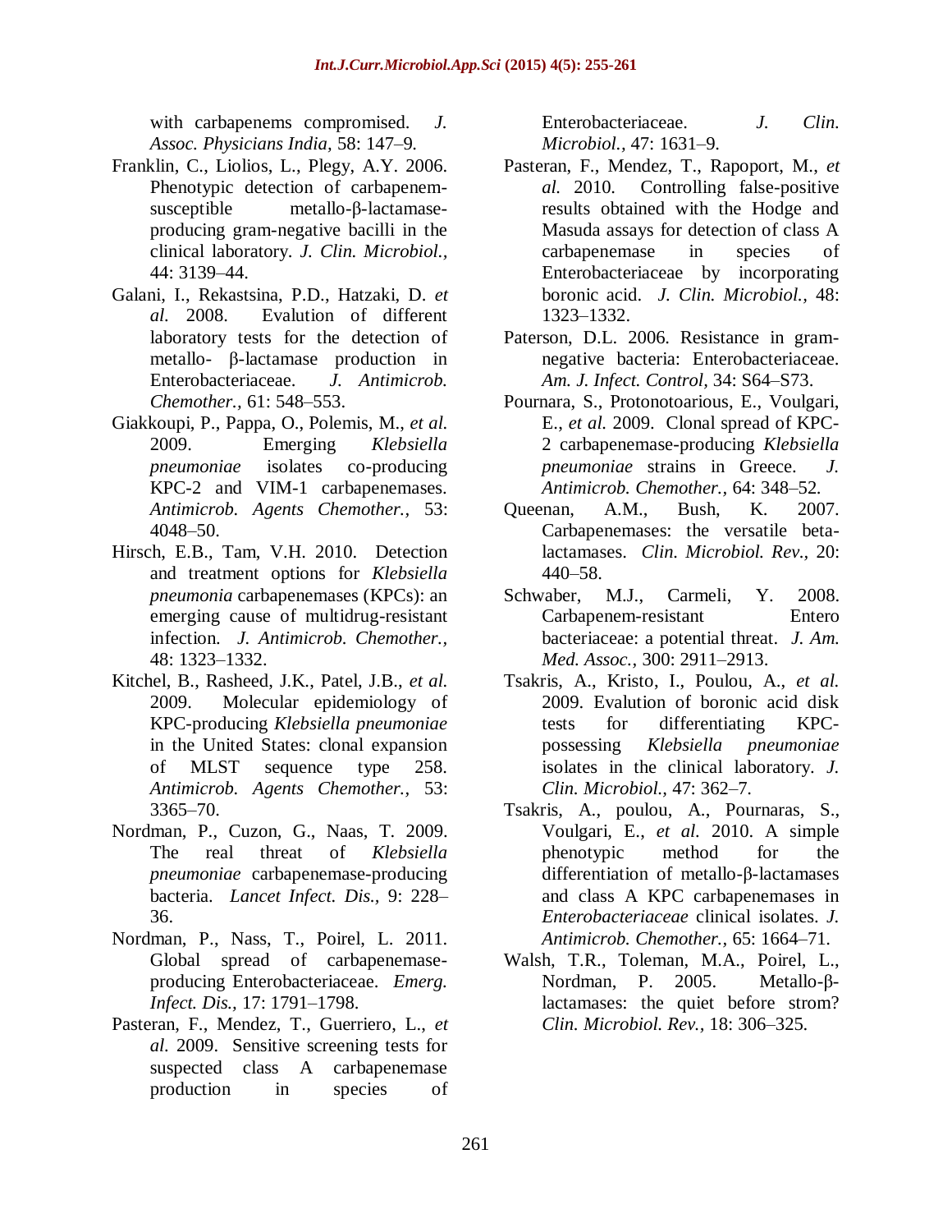with carbapenems compromised. *J. Assoc. Physicians India,* 58: 147–9.

Franklin, C., Liolios, L., Plegy, A.Y. 2006. Phenotypic detection of carbapenem-susceptible metallo-β-lactamase-producing gram-negative bacilli in the clinical laboratory. *J. Clin. Microbiol.,* 44: 3139–44.

Galani, I., Rekastsina, P.D., Hatzaki, D. *et al.* 2008. Evalution of different laboratory tests for the detection of metallo- β-lactamase production in Enterobacteriaceae. *J. Antimicrob. Chemother.,* 61: 548–553.

Giakkoupi, P., Pappa, O., Polemis, M., *et al.* 2009. Emerging *Klebsiella pneumoniae* isolates co-producing KPC-2 and VIM-1 carbapenemases. *Antimicrob. Agents Chemother.,* 53: 4048–50.

Hirsch, E.B., Tam, V.H. 2010. Detection and treatment options for *Klebsiella pneumonia* carbapenemases (KPCs): an emerging cause of multidrug-resistant infection. *J. Antimicrob. Chemother.,* 48: 1323–1332.

Kitchel, B., Rasheed, J.K., Patel, J.B., *et al.* 2009. Molecular epidemiology of KPC-producing *Klebsiella pneumoniae* in the United States: clonal expansion of MLST sequence type 258. *Antimicrob. Agents Chemother.,* 53: 3365–70.

Nordman, P., Cuzon, G., Naas, T. 2009. The real threat of *Klebsiella pneumoniae* carbapenemase-producing bacteria. *Lancet Infect. Dis.,* 9: 228–36.

Nordman, P., Nass, T., Poirel, L. 2011. Global spread of carbapenemase-producing Enterobacteriaceae. *Emerg. Infect. Dis.,* 17: 1791–1798.

Pasteran, F., Mendez, T., Guerriero, L., *et al.* 2009. Sensitive screening tests for suspected class A carbapenemase production in species of Enterobacteriaceae. *J. Clin. Microbiol.,* 47: 1631–9.

Pasteran, F., Mendez, T., Rapoport, M., *et al.* 2010. Controlling false-positive results obtained with the Hodge and Masuda assays for detection of class A carbapenemase in species of Enterobacteriaceae by incorporating boronic acid. *J. Clin. Microbiol.,* 48: 1323–1332.

Paterson, D.L. 2006. Resistance in gram-negative bacteria: Enterobacteriaceae. *Am. J. Infect. Control,* 34: S64–S73.

Pournara, S., Protonotoarious, E., Voulgari, E., *et al.* 2009. Clonal spread of KPC-2 carbapenemase-producing *Klebsiella pneumoniae* strains in Greece. *J. Antimicrob. Chemother.,* 64: 348–52.

Queenan, A.M., Bush, K. 2007. Carbapenemases: the versatile beta-lactamases. *Clin. Microbiol. Rev.,* 20: 440–58.

Schwaber, M.J., Carmeli, Y. 2008. Carbapenem-resistant Entero bacteriaceae: a potential threat. *J. Am. Med. Assoc.,* 300: 2911–2913.

Tsakris, A., Kristo, I., Poulou, A., *et al.* 2009. Evalution of boronic acid disk tests for differentiating KPC-possessing *Klebsiella pneumoniae* isolates in the clinical laboratory. *J. Clin. Microbiol.,* 47: 362–7.

Tsakris, A., poulou, A., Pournaras, S., Voulgari, E., *et al.* 2010. A simple phenotypic method for the differentiation of metallo-β-lactamases and class A KPC carbapenemases in *Enterobacteriaceae* clinical isolates. *J. Antimicrob. Chemother.,* 65: 1664–71.

Walsh, T.R., Toleman, M.A., Poirel, L., Nordman, P. 2005. Metallo-β-lactamases: the quiet before strom? *Clin. Microbiol. Rev.,* 18: 306–325.